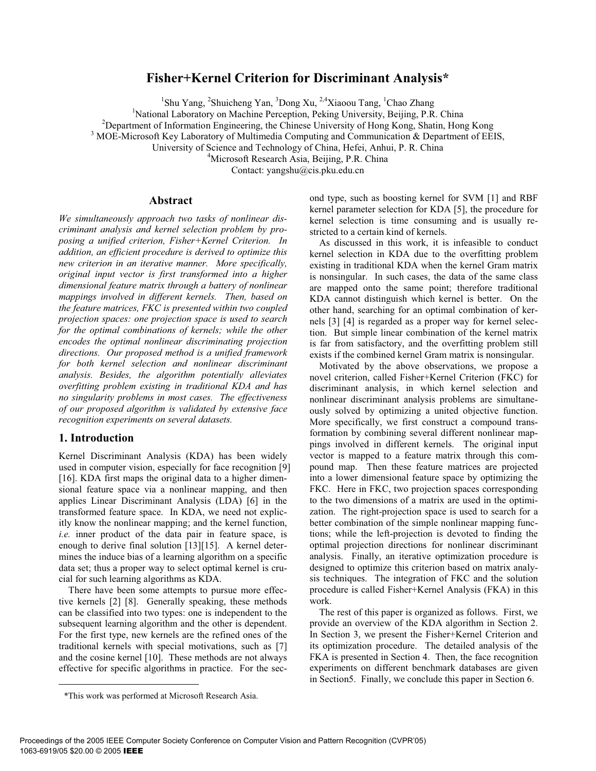# Fisher+Kernel Criterion for Discriminant Analysis*

[1]Shu Yang, [2]Shuicheng Yan, [3]Dong Xu, [2,4]Xiaoou Tang, [1]Chao Zhang

[1]National Laboratory on Machine Perception, Peking University, Beijing, P.R. China

[2]Department of Information Engineering, the Chinese University of Hong Kong, Shatin, Hong Kong

[3] MOE-Microsoft Key Laboratory of Multimedia Computing and Communication & Department of EEIS, University of Science and Technology of China, Hefei, Anhui, P. R. China

[4]Microsoft Research Asia, Beijing, P.R. China

Contact: yangshu@cis.pku.edu.cn

## Abstract

*We simultaneously approach two tasks of nonlinear discriminant analysis and kernel selection problem by proposing a unified criterion, Fisher+Kernel Criterion. In addition, an efficient procedure is derived to optimize this new criterion in an iterative manner. More specifically, original input vector is first transformed into a higher dimensional feature matrix through a battery of nonlinear mappings involved in different kernels. Then, based on the feature matrices, FKC is presented within two coupled projection spaces: one projection space is used to search for the optimal combinations of kernels; while the other encodes the optimal nonlinear discriminating projection directions. Our proposed method is a unified framework for both kernel selection and nonlinear discriminant analysis. Besides, the algorithm potentially alleviates overfitting problem existing in traditional KDA and has no singularity problems in most cases. The effectiveness of our proposed algorithm is validated by extensive face recognition experiments on several datasets.*

## 1. Introduction

Kernel Discriminant Analysis (KDA) has been widely used in computer vision, especially for face recognition [9] [16]. KDA first maps the original data to a higher dimensional feature space via a nonlinear mapping, and then applies Linear Discriminant Analysis (LDA) [6] in the transformed feature space. In KDA, we need not explicitly know the nonlinear mapping; and the kernel function, *i.e.* inner product of the data pair in feature space, is enough to derive final solution [13][15]. A kernel determines the induce bias of a learning algorithm on a specific data set; thus a proper way to select optimal kernel is crucial for such learning algorithms as KDA.

There have been some attempts to pursue more effective kernels [2] [8]. Generally speaking, these methods can be classified into two types: one is independent to the subsequent learning algorithm and the other is dependent. For the first type, new kernels are the refined ones of the traditional kernels with special motivations, such as [7] and the cosine kernel [10]. These methods are not always effective for specific algorithms in practice. For the second type, such as boosting kernel for SVM [1] and RBF kernel parameter selection for KDA [5], the procedure for kernel selection is time consuming and is usually restricted to a certain kind of kernels.

As discussed in this work, it is infeasible to conduct kernel selection in KDA due to the overfitting problem existing in traditional KDA when the kernel Gram matrix is nonsingular. In such cases, the data of the same class are mapped onto the same point; therefore traditional KDA cannot distinguish which kernel is better. On the other hand, searching for an optimal combination of kernels [3] [4] is regarded as a proper way for kernel selection. But simple linear combination of the kernel matrix is far from satisfactory, and the overfitting problem still exists if the combined kernel Gram matrix is nonsingular.

Motivated by the above observations, we propose a novel criterion, called Fisher+Kernel Criterion (FKC) for discriminant analysis, in which kernel selection and nonlinear discriminant analysis problems are simultaneously solved by optimizing a united objective function. More specifically, we first construct a compound transformation by combining several different nonlinear mappings involved in different kernels. The original input vector is mapped to a feature matrix through this compound map. Then these feature matrices are projected into a lower dimensional feature space by optimizing the FKC. Here in FKC, two projection spaces corresponding to the two dimensions of a matrix are used in the optimization. The right-projection space is used to search for a better combination of the simple nonlinear mapping functions; while the left-projection is devoted to finding the optimal projection directions for nonlinear discriminant analysis. Finally, an iterative optimization procedure is designed to optimize this criterion based on matrix analysis techniques. The integration of FKC and the solution procedure is called Fisher+Kernel Analysis (FKA) in this work.

The rest of this paper is organized as follows. First, we provide an overview of the KDA algorithm in Section 2. In Section 3, we present the Fisher+Kernel Criterion and its optimization procedure. The detailed analysis of the FKA is presented in Section 4. Then, the face recognition experiments on different benchmark databases are given in Section5. Finally, we conclude this paper in Section 6.

*This work was performed at Microsoft Research Asia.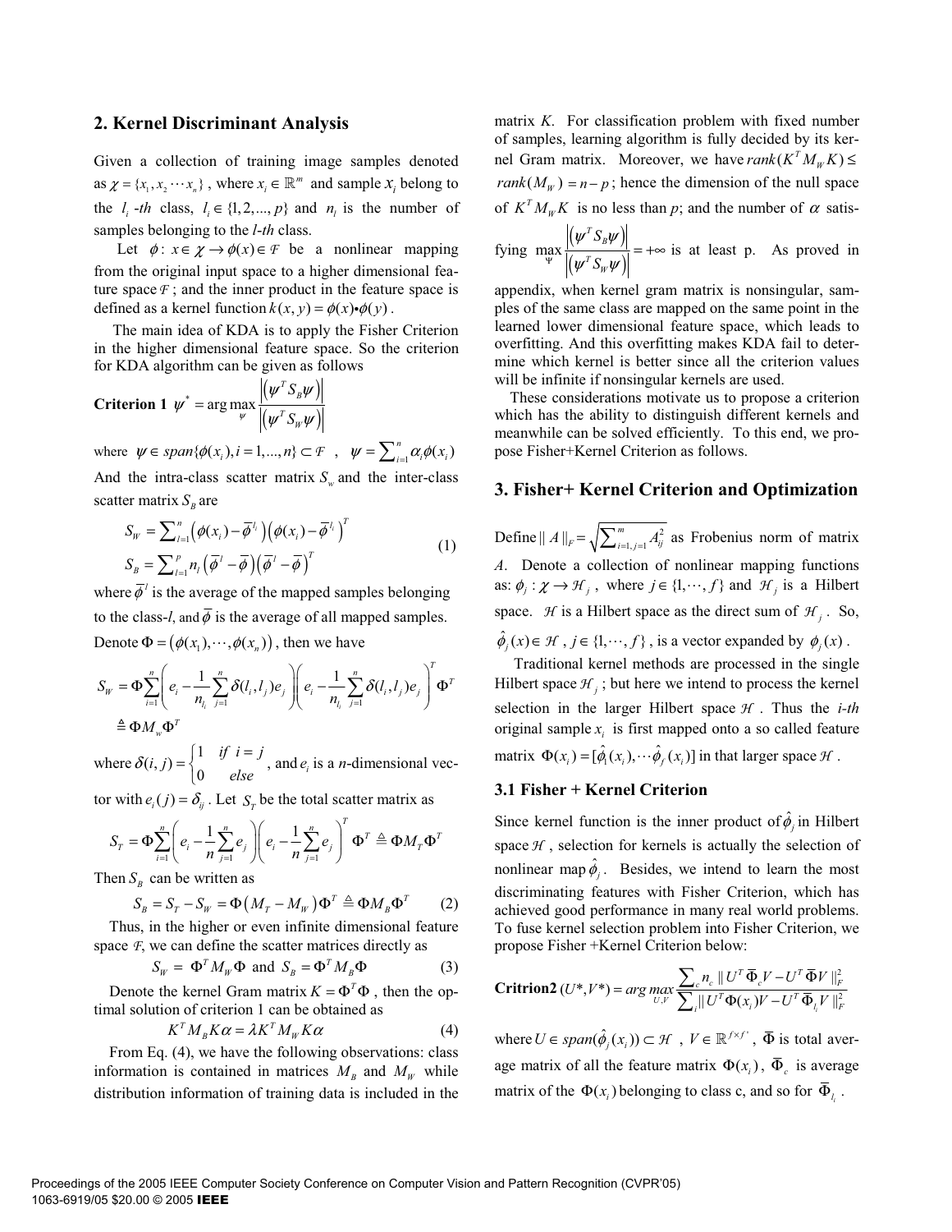## 2. Kernel Discriminant Analysis

Given a collection of training image samples denoted as $\chi = \{x_1, x_2 \cdots x_n\}$, where $x_i \in \mathbb{R}^m$ and sample $x_i$ belong to the $l_i$ -*th* class, $l_i \in \{1, 2, ..., p\}$ and $n_l$ is the number of samples belonging to the *l-th* class.

Let $\phi : x \in \chi \to \phi(x) \in \mathcal{F}$ be a nonlinear mapping from the original input space to a higher dimensional feature space $\mathcal{F}$; and the inner product in the feature space is defined as a kernel function $k(x, y) = \phi(x) \bullet \phi(y)$.

The main idea of KDA is to apply the Fisher Criterion in the higher dimensional feature space. So the criterion for KDA algorithm can be given as follows

**Criterion 1** $\psi^* = \arg\max_{\psi} \dfrac{\left|\left(\psi^T S_B \psi\right)\right|}{\left|\left(\psi^T S_W \psi\right)\right|}$

where $\psi \in span\{\phi(x_i), i = 1, ..., n\} \subset \mathcal{F}$ , $\psi = \sum_{i=1}^{n} \alpha_i \phi(x_i)$

And the intra-class scatter matrix $S_w$ and the inter-class scatter matrix $S_B$ are

$$
\begin{aligned}
S_W &= \sum_{l=1}^{n} \left(\phi(x_i) - \bar{\phi}^{l_i}\right)\left(\phi(x_i) - \bar{\phi}^{l_i}\right)^T \\
S_B &= \sum_{l=1}^{p} n_l \left(\bar{\phi}^{l} - \bar{\phi}\right)\left(\bar{\phi}^{l} - \bar{\phi}\right)^T
\end{aligned} \tag{1}
$$

where $\bar{\phi}^l$ is the average of the mapped samples belonging to the class-*l*, and $\bar{\phi}$ is the average of all mapped samples. Denote $\Phi = (\phi(x_1), \cdots, \phi(x_n))$, then we have

$$
\begin{aligned}
S_W &= \Phi \sum_{i=1}^{n} \left(e_i - \frac{1}{n_{l_i}} \sum_{j=1}^{n} \delta(l_i, l_j) e_j\right)\left(e_i - \frac{1}{n_{l_i}} \sum_{j=1}^{n} \delta(l_i, l_j) e_j\right)^T \Phi^T \\
&\triangleq \Phi M_w \Phi^T
\end{aligned}
$$

where $\delta(i, j) = \begin{cases} 1 & if \ i = j \\ 0 & else \end{cases}$, and $e_i$ is a *n*-dimensional vector with $e_i(j) = \delta_{ij}$. Let $S_T$ be the total scatter matrix as

$$
S_T = \Phi \sum_{i=1}^{n} \left(e_i - \frac{1}{n} \sum_{j=1}^{n} e_j\right)\left(e_i - \frac{1}{n} \sum_{j=1}^{n} e_j\right)^T \Phi^T \triangleq \Phi M_T \Phi^T
$$

Then $S_B$ can be written as

$$
S_B = S_T - S_W = \Phi\left(M_T - M_W\right)\Phi^T \triangleq \Phi M_B \Phi^T \tag{2}
$$

Thus, in the higher or even infinite dimensional feature space $\mathcal{F}$, we can define the scatter matrices directly as

$$
S_W = \Phi^T M_W \Phi \text{ and } S_B = \Phi^T M_B \Phi \tag{3}
$$

Denote the kernel Gram matrix $K = \Phi^T \Phi$, then the optimal solution of criterion 1 can be obtained as

$$
K^T M_B K \alpha = \lambda K^T M_W K \alpha \tag{4}
$$

From Eq. (4), we have the following observations: class information is contained in matrices $M_B$ and $M_W$ while distribution information of training data is included in the matrix *K*. For classification problem with fixed number of samples, learning algorithm is fully decided by its kernel Gram matrix. Moreover, we have $rank(K^T M_W K) \le rank(M_W) = n - p$; hence the dimension of the null space of $K^T M_W K$ is no less than *p*; and the number of $\alpha$ satisfying $\max_{\Psi} \dfrac{\left|\left(\psi^T S_B \psi\right)\right|}{\left|\left(\psi^T S_W \psi\right)\right|} = +\infty$ is at least p. As proved in appendix, when kernel gram matrix is nonsingular, samples of the same class are mapped on the same point in the learned lower dimensional feature space, which leads to overfitting. And this overfitting makes KDA fail to determine which kernel is better since all the criterion values will be infinite if nonsingular kernels are used.

These considerations motivate us to propose a criterion which has the ability to distinguish different kernels and meanwhile can be solved efficiently. To this end, we propose Fisher+Kernel Criterion as follows.

## 3. Fisher+ Kernel Criterion and Optimization

Define $\| A \|_F = \sqrt{\sum_{i=1, j=1}^{m} A_{ij}^2}$ as Frobenius norm of matrix *A*. Denote a collection of nonlinear mapping functions as: $\phi_j : \chi \to \mathcal{H}_j$, where $j \in \{1, \cdots, f\}$ and $\mathcal{H}_j$ is a Hilbert space. $\mathcal{H}$ is a Hilbert space as the direct sum of $\mathcal{H}_j$. So, $\hat{\phi}_j(x) \in \mathcal{H}$, $j \in \{1, \cdots, f\}$, is a vector expanded by $\phi_j(x)$.

Traditional kernel methods are processed in the single Hilbert space $\mathcal{H}_j$; but here we intend to process the kernel selection in the larger Hilbert space $\mathcal{H}$. Thus the *i-th* original sample $x_i$ is first mapped onto a so called feature matrix $\Phi(x_i) = [\hat{\phi}_1(x_i), \cdots \hat{\phi}_f(x_i)]$ in that larger space $\mathcal{H}$.

### 3.1 Fisher + Kernel Criterion

Since kernel function is the inner product of $\hat{\phi}_j$ in Hilbert space $\mathcal{H}$, selection for kernels is actually the selection of nonlinear map $\hat{\phi}_j$. Besides, we intend to learn the most discriminating features with Fisher Criterion, which has achieved good performance in many real world problems. To fuse kernel selection problem into Fisher Criterion, we propose Fisher +Kernel Criterion below:

**Critrion2** $(U^*, V^*) = \arg\max_{U,V} \dfrac{\sum_c n_c \| U^T \bar{\Phi}_c V - U^T \bar{\Phi} V \|_F^2}{\sum_i \| U^T \Phi(x_i) V - U^T \bar{\Phi}_{l_i} V \|_F^2}$

where $U \in span(\hat{\phi}_j(x_i)) \subset \mathcal{H}$, $V \in \mathbb{R}^{f \times f'}$, $\bar{\Phi}$ is total average matrix of all the feature matrix $\Phi(x_i)$, $\bar{\Phi}_c$ is average matrix of the $\Phi(x_i)$ belonging to class c, and so for $\bar{\Phi}_{l_i}$.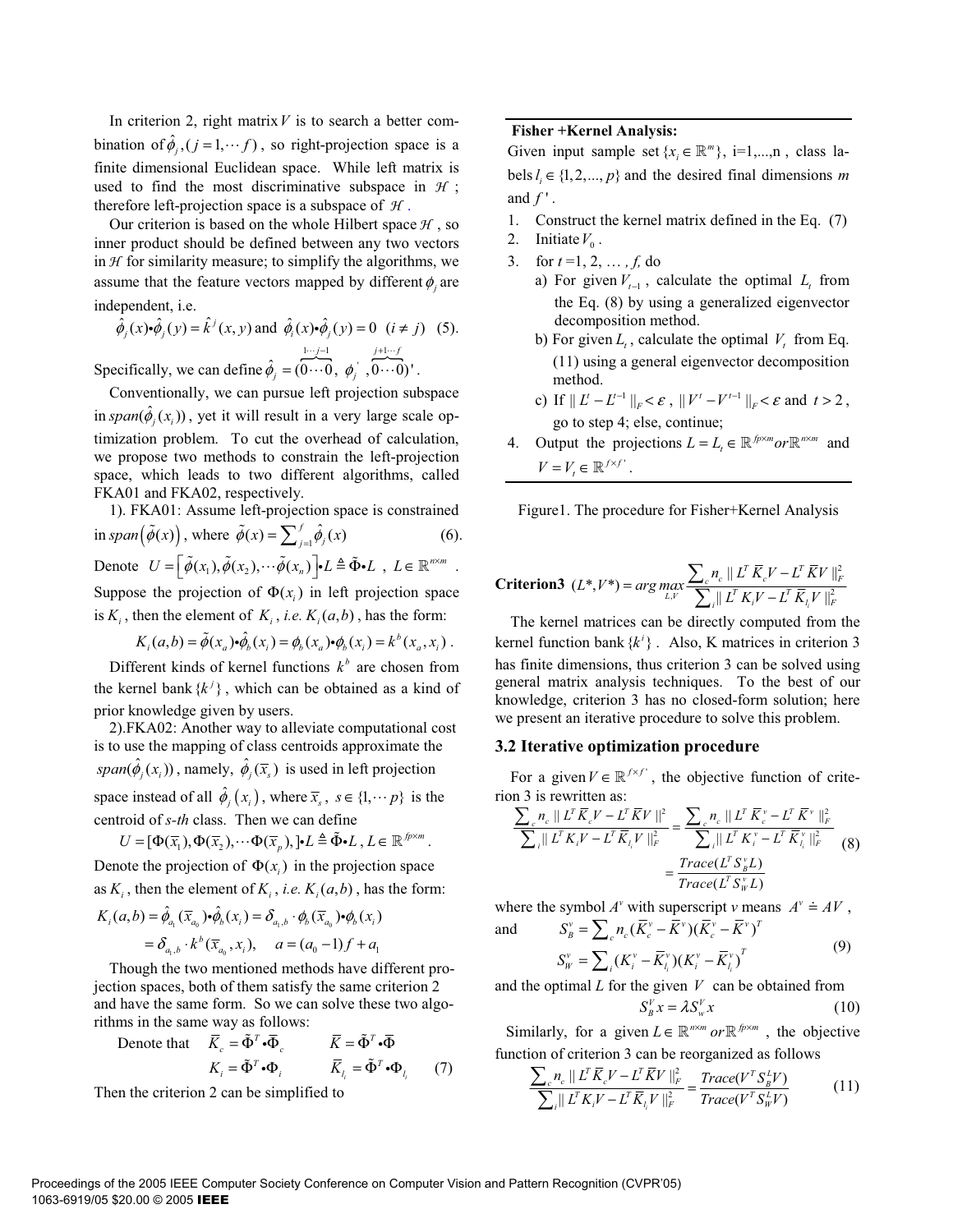In criterion 2, right matrix $V$ is to search a better combination of $\hat{\phi}_j, (j=1,\cdots f)$, so right-projection space is a finite dimensional Euclidean space. While left matrix is used to find the most discriminative subspace in $\mathcal{H}$; therefore left-projection space is a subspace of $\mathcal{H}$.

Our criterion is based on the whole Hilbert space $\mathcal{H}$, so inner product should be defined between any two vectors in $\mathcal{H}$ for similarity measure; to simplify the algorithms, we assume that the feature vectors mapped by different $\phi_j$ are independent, i.e.

$$\hat{\phi}_j(x)\bullet\hat{\phi}_j(y) = \hat{k}^j(x,y) \text{ and } \hat{\phi}_i(x)\bullet\hat{\phi}_j(y) = 0 \quad (i \neq j) \quad (5).$$

Specifically, we can define $\hat{\phi}_j = (\overbrace{0\cdots0}^{1\cdots j-1},\ \phi_j^{'}\ ,\overbrace{0\cdots0}^{j+1\cdots f})'$.

Conventionally, we can pursue left projection subspace in $span(\hat{\phi}_j(x_i))$, yet it will result in a very large scale optimization problem. To cut the overhead of calculation, we propose two methods to constrain the left-projection space, which leads to two different algorithms, called FKA01 and FKA02, respectively.

1). FKA01: Assume left-projection space is constrained in $span\left(\tilde{\phi}(x)\right)$, where $\tilde{\phi}(x) = \sum_{j=1}^{f}\hat{\phi}_j(x)$ (6).

Denote $U = \left[\tilde{\phi}(x_1), \tilde{\phi}(x_2), \cdots \tilde{\phi}(x_n)\right]\bullet L \triangleq \tilde{\Phi}\bullet L$, $L \in \mathbb{R}^{n\times m}$.

Suppose the projection of $\Phi(x_i)$ in left projection space is $K_i$, then the element of $K_i$, *i.e.* $K_i(a,b)$, has the form:

$$K_i(a,b) = \tilde{\phi}(x_a)\bullet\hat{\phi}_b(x_i) = \phi_b(x_a)\bullet\phi_b(x_i) = k^b(x_a, x_i).$$

Different kinds of kernel functions $k^b$ are chosen from the kernel bank $\{k^j\}$, which can be obtained as a kind of prior knowledge given by users.

2).FKA02: Another way to alleviate computational cost is to use the mapping of class centroids approximate the $span(\hat{\phi}_j(x_i))$, namely, $\hat{\phi}_j(\overline{x}_s)$ is used in left projection space instead of all $\hat{\phi}_j(x_i)$, where $\overline{x}_s$, $s \in \{1,\cdots p\}$ is the centroid of *s-th* class. Then we can define

$$U = [\Phi(\overline{x}_1), \Phi(\overline{x}_2), \cdots \Phi(\overline{x}_p),]\bullet L \triangleq \tilde{\Phi}\bullet L, L \in \mathbb{R}^{fp\times m}.$$

Denote the projection of $\Phi(x_i)$ in the projection space as $K_i$, then the element of $K_i$, *i.e.* $K_i(a,b)$, has the form:

$$\begin{aligned} K_i(a,b) &= \hat{\phi}_{a_1}(\overline{x}_{a_0})\bullet\hat{\phi}_b(x_i) = \delta_{a_1,b}\cdot\phi_b(\overline{x}_{a_0})\bullet\phi_b(x_i) \\ &= \delta_{a_1,b}\cdot k^b(\overline{x}_{a_0}, x_i), \quad a = (a_0 - 1)f + a_1 \end{aligned}$$

Though the two mentioned methods have different projection spaces, both of them satisfy the same criterion 2 and have the same form. So we can solve these two algorithms in the same way as follows:

Denote that
$$\overline{K}_c = \tilde{\Phi}^T\bullet\overline{\Phi}_c \qquad \overline{K} = \tilde{\Phi}^T\bullet\overline{\Phi}$$
$$K_i = \tilde{\Phi}^T\bullet\Phi_i \qquad \overline{K}_{l_i} = \tilde{\Phi}^T\bullet\Phi_{l_i} \quad (7)$$

Then the criterion 2 can be simplified to

---

**Fisher +Kernel Analysis:**

Given input sample set $\{x_i \in \mathbb{R}^m\}$, i=1,...,n , class labels $l_i \in \{1,2,...,p\}$ and the desired final dimensions *m* and $f'$.

1. Construct the kernel matrix defined in the Eq. (7)
2. Initiate $V_0$.
3. for *t* =1, 2, … , *f*, do
   a) For given $V_{t-1}$, calculate the optimal $L_t$ from the Eq. (8) by using a generalized eigenvector decomposition method.
   b) For given $L_t$, calculate the optimal $V_t$ from Eq. (11) using a general eigenvector decomposition method.
   c) If $\| L^t - L^{t-1}\|_F < \varepsilon$, $\| V^t - V^{t-1}\|_F < \varepsilon$ and $t > 2$, go to step 4; else, continue;
4. Output the projections $L = L_t \in \mathbb{R}^{fp\times m} or \mathbb{R}^{n\times m}$ and $V = V_t \in \mathbb{R}^{f\times f'}$.

---

Figure1. The procedure for Fisher+Kernel Analysis

**Criterion3** $(L^*, V^*) = \underset{L,V}{arg\,max}\dfrac{\sum_c n_c \| L^T\overline{K}_cV - L^T\overline{K}V\|_F^2}{\sum_i \| L^TK_iV - L^T\overline{K}_{l_i}V\|_F^2}$

The kernel matrices can be directly computed from the kernel function bank $\{k^i\}$. Also, K matrices in criterion 3 has finite dimensions, thus criterion 3 can be solved using general matrix analysis techniques. To the best of our knowledge, criterion 3 has no closed-form solution; here we present an iterative procedure to solve this problem.

### 3.2 Iterative optimization procedure

For a given $V \in \mathbb{R}^{f\times f'}$, the objective function of criterion 3 is rewritten as:

$$\begin{aligned} \frac{\sum_c n_c \| L^T\overline{K}_cV - L^T\overline{K}V\|^2}{\sum_i \| L^TK_iV - L^T\overline{K}_{l_i}V\|_F^2} &= \frac{\sum_c n_c \| L^T\overline{K}_c^v - L^T\overline{K}^v\|_F^2}{\sum_i \| L^TK_i^v - L^T\overline{K}_{l_i}^v\|_F^2} \\ &= \frac{Trace(L^TS_B^vL)}{Trace(L^TS_W^vL)} \end{aligned} \quad (8)$$

where the symbol $A^v$ with superscript *v* means $A^v \doteq AV$,

and
$$S_B^v = \sum_c n_c(\overline{K}_c^v - \overline{K}^v)(\overline{K}_c^v - \overline{K}^v)^T$$
$$S_W^v = \sum_i (K_i^v - \overline{K}_{l_i}^v)(K_i^v - \overline{K}_{l_i}^v)^T \quad (9)$$

and the optimal *L* for the given $V$ can be obtained from

$$S_B^V x = \lambda S_w^V x \quad (10)$$

Similarly, for a given $L \in \mathbb{R}^{n\times m} or \mathbb{R}^{fp\times m}$, the objective function of criterion 3 can be reorganized as follows

$$\frac{\sum_c n_c \| L^T\overline{K}_cV - L^T\overline{K}V\|_F^2}{\sum_i \| L^TK_iV - L^T\overline{K}_{l_i}V\|_F^2} = \frac{Trace(V^TS_B^LV)}{Trace(V^TS_W^LV)} \quad (11)$$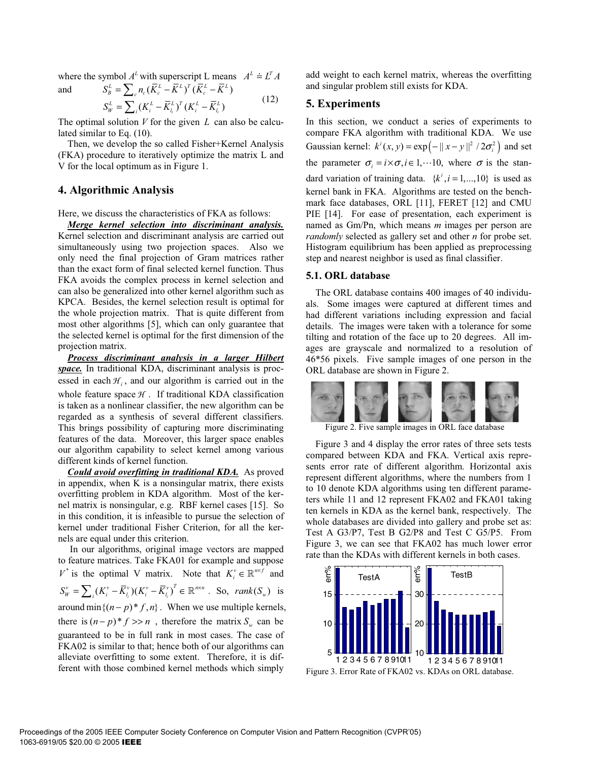where the symbol $A^L$ with superscript L means $A^L \doteq L^T A$

and

$$S_B^L = \sum_c n_c (\bar{K}_c^L - \bar{K}^L)^T (\bar{K}_c^L - \bar{K}^L)$$
$$S_W^L = \sum_i (K_i^L - \bar{K}_{l_i}^L)^T (K_i^L - \bar{K}_{l_i}^L) \quad (12)$$

The optimal solution $V$ for the given $L$ can also be calculated similar to Eq. (10).

Then, we develop the so called Fisher+Kernel Analysis (FKA) procedure to iteratively optimize the matrix L and V for the local optimum as in Figure 1.

## 4. Algorithmic Analysis

Here, we discuss the characteristics of FKA as follows:

***Merge kernel selection into discriminant analysis.*** Kernel selection and discriminant analysis are carried out simultaneously using two projection spaces. Also we only need the final projection of Gram matrices rather than the exact form of final selected kernel function. Thus FKA avoids the complex process in kernel selection and can also be generalized into other kernel algorithm such as KPCA. Besides, the kernel selection result is optimal for the whole projection matrix. That is quite different from most other algorithms [5], which can only guarantee that the selected kernel is optimal for the first dimension of the projection matrix.

***Process discriminant analysis in a larger Hilbert space.*** In traditional KDA, discriminant analysis is processed in each $\mathcal{H}_i$, and our algorithm is carried out in the whole feature space $\mathcal{H}$. If traditional KDA classification is taken as a nonlinear classifier, the new algorithm can be regarded as a synthesis of several different classifiers. This brings possibility of capturing more discriminating features of the data. Moreover, this larger space enables our algorithm capability to select kernel among various different kinds of kernel function.

***Could avoid overfitting in traditional KDA.*** As proved in appendix, when K is a nonsingular matrix, there exists overfitting problem in KDA algorithm. Most of the kernel matrix is nonsingular, e.g. RBF kernel cases [15]. So in this condition, it is infeasible to pursue the selection of kernel under traditional Fisher Criterion, for all the kernels are equal under this criterion.

In our algorithms, original image vectors are mapped to feature matrices. Take FKA01 for example and suppose $V^*$ is the optimal V matrix. Note that $K_i^v \in \mathbb{R}^{n \times f}$ and $S_W^v = \sum_i (K_i^v - \bar{K}_{l_i}^v)(K_i^v - \bar{K}_{l_i}^v)^T \in \mathbb{R}^{n \times n}$. So, $rank(S_w)$ is around $\min\{(n-p)*f, n\}$. When we use multiple kernels, there is $(n-p)*f >> n$, therefore the matrix $S_w$ can be guaranteed to be in full rank in most cases. The case of FKA02 is similar to that; hence both of our algorithms can alleviate overfitting to some extent. Therefore, it is different with those combined kernel methods which simply add weight to each kernel matrix, whereas the overfitting and singular problem still exists for KDA.

## 5. Experiments

In this section, we conduct a series of experiments to compare FKA algorithm with traditional KDA. We use Gaussian kernel: $k^i(x,y) = \exp\left(-\|x-y\|^2 / 2\sigma_i^2\right)$ and set the parameter $\sigma_i = i \times \sigma, i \in 1, \cdots 10$, where $\sigma$ is the standard variation of training data. $\{k^i, i = 1, ..., 10\}$ is used as kernel bank in FKA. Algorithms are tested on the benchmark face databases, ORL [11], FERET [12] and CMU PIE [14]. For ease of presentation, each experiment is named as Gm/Pn, which means *m* images per person are *randomly* selected as gallery set and other *n* for probe set. Histogram equilibrium has been applied as preprocessing step and nearest neighbor is used as final classifier.

### 5.1. ORL database

The ORL database contains 400 images of 40 individuals. Some images were captured at different times and had different variations including expression and facial details. The images were taken with a tolerance for some tilting and rotation of the face up to 20 degrees. All images are grayscale and normalized to a resolution of 46*56 pixels. Five sample images of one person in the ORL database are shown in Figure 2.

Figure 2. Five sample images in ORL face database

Figure 3 and 4 display the error rates of three sets tests compared between KDA and FKA. Vertical axis represents error rate of different algorithm. Horizontal axis represent different algorithms, where the numbers from 1 to 10 denote KDA algorithms using ten different parameters while 11 and 12 represent FKA02 and FKA01 taking ten kernels in KDA as the kernel bank, respectively. The whole databases are divided into gallery and probe set as: Test A G3/P7, Test B G2/P8 and Test C G5/P5. From Figure 3, we can see that FKA02 has much lower error rate than the KDAs with different kernels in both cases.

Figure 3. Error Rate of FKA02 vs. KDAs on ORL database.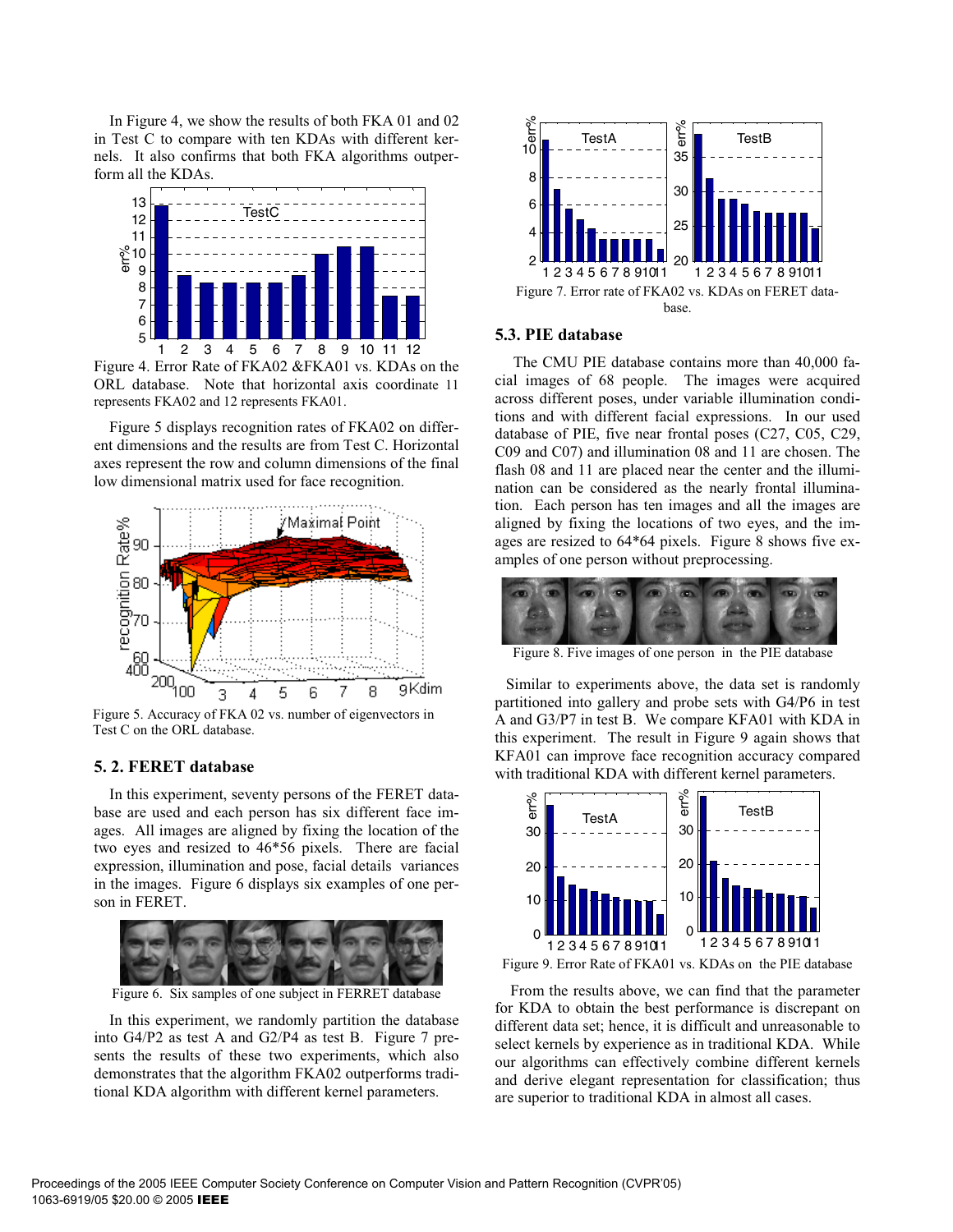In Figure 4, we show the results of both FKA 01 and 02 in Test C to compare with ten KDAs with different kernels. It also confirms that both FKA algorithms outperform all the KDAs.

Figure 4. Error Rate of FKA02 &FKA01 vs. KDAs on the ORL database. Note that horizontal axis coordinate 11 represents FKA02 and 12 represents FKA01.

Figure 5 displays recognition rates of FKA02 on different dimensions and the results are from Test C. Horizontal axes represent the row and column dimensions of the final low dimensional matrix used for face recognition.

Figure 5. Accuracy of FKA 02 vs. number of eigenvectors in Test C on the ORL database.

## 5. 2. FERET database

In this experiment, seventy persons of the FERET database are used and each person has six different face images. All images are aligned by fixing the location of the two eyes and resized to 46*56 pixels. There are facial expression, illumination and pose, facial details variances in the images. Figure 6 displays six examples of one person in FERET.

Figure 6. Six samples of one subject in FERRET database

In this experiment, we randomly partition the database into G4/P2 as test A and G2/P4 as test B. Figure 7 presents the results of these two experiments, which also demonstrates that the algorithm FKA02 outperforms traditional KDA algorithm with different kernel parameters.

Figure 7. Error rate of FKA02 vs. KDAs on FERET database.

## 5.3. PIE database

The CMU PIE database contains more than 40,000 facial images of 68 people. The images were acquired across different poses, under variable illumination conditions and with different facial expressions. In our used database of PIE, five near frontal poses (C27, C05, C29, C09 and C07) and illumination 08 and 11 are chosen. The flash 08 and 11 are placed near the center and the illumination can be considered as the nearly frontal illumination. Each person has ten images and all the images are aligned by fixing the locations of two eyes, and the images are resized to 64*64 pixels. Figure 8 shows five examples of one person without preprocessing.

Figure 8. Five images of one person in the PIE database

Similar to experiments above, the data set is randomly partitioned into gallery and probe sets with G4/P6 in test A and G3/P7 in test B. We compare KFA01 with KDA in this experiment. The result in Figure 9 again shows that KFA01 can improve face recognition accuracy compared with traditional KDA with different kernel parameters.

Figure 9. Error Rate of FKA01 vs. KDAs on the PIE database

From the results above, we can find that the parameter for KDA to obtain the best performance is discrepant on different data set; hence, it is difficult and unreasonable to select kernels by experience as in traditional KDA. While our algorithms can effectively combine different kernels and derive elegant representation for classification; thus are superior to traditional KDA in almost all cases.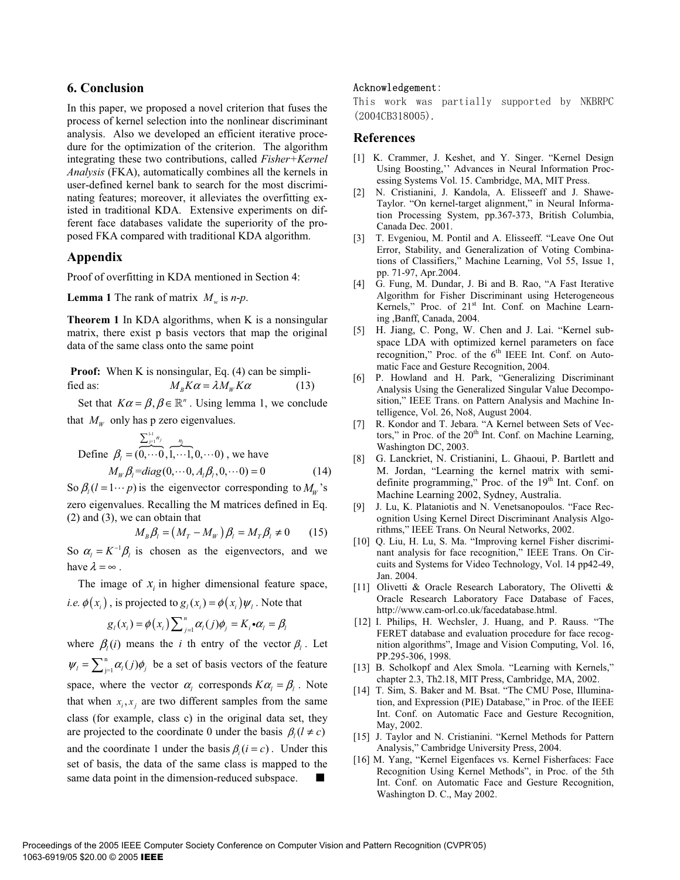## 6. Conclusion

In this paper, we proposed a novel criterion that fuses the process of kernel selection into the nonlinear discriminant analysis. Also we developed an efficient iterative procedure for the optimization of the criterion. The algorithm integrating these two contributions, called *Fisher+Kernel Analysis* (FKA), automatically combines all the kernels in user-defined kernel bank to search for the most discriminating features; moreover, it alleviates the overfitting existed in traditional KDA. Extensive experiments on different face databases validate the superiority of the proposed FKA compared with traditional KDA algorithm.

## Appendix

Proof of overfitting in KDA mentioned in Section 4:

**Lemma 1** The rank of matrix $M_w$ is *n-p*.

**Theorem 1** In KDA algorithms, when K is a nonsingular matrix, there exist p basis vectors that map the original data of the same class onto the same point

**Proof:** When K is nonsingular, Eq. (4) can be simplified as:

$$M_B K\alpha = \lambda M_W K\alpha \quad (13)$$

Set that $K\alpha = \beta, \beta \in \mathbb{R}^n$. Using lemma 1, we conclude that $M_W$ only has p zero eigenvalues.

Define $\beta_l = (\overbrace{0,\cdots 0}^{\sum_{j=1}^{l-1} n_j}, \overbrace{1,\cdots 1}^{n_l}, 0,\cdots 0)$, we have

$$M_W \beta_l = diag(0,\cdots 0, A_l\beta_l, 0,\cdots 0) = 0 \quad (14)$$

So $\beta_l (l = 1 \cdots p)$ is the eigenvector corresponding to $M_W$'s zero eigenvalues. Recalling the M matrices defined in Eq. (2) and (3), we can obtain that

$$M_B \beta_l = (M_T - M_W)\beta_l = M_T \beta_l \neq 0 \quad (15)$$

So $\alpha_l = K^{-1}\beta_l$ is chosen as the eigenvectors, and we have $\lambda = \infty$.

The image of $x_i$ in higher dimensional feature space, *i.e.* $\phi(x_i)$, is projected to $g_l(x_i) = \phi(x_i)\psi_l$. Note that

$$g_l(x_i) = \phi(x_i)\sum_{j=1}^{n} \alpha_l(j)\phi_j = K_i \bullet \alpha_l = \beta_l$$

where $\beta_l(i)$ means the *i* th entry of the vector $\beta_l$. Let $\psi_l = \sum_{j=1}^{n} \alpha_l(j)\phi_j$ be a set of basis vectors of the feature space, where the vector $\alpha_l$ corresponds $K\alpha_l = \beta_l$. Note that when $x_i, x_j$ are two different samples from the same class (for example, class c) in the original data set, they are projected to the coordinate 0 under the basis $\beta_l (l \neq c)$ and the coordinate 1 under the basis $\beta_i (i = c)$. Under this set of basis, the data of the same class is mapped to the same data point in the dimension-reduced subspace. ■

Acknowledgement:

This work was partially supported by NKBRPC (2004CB318005).

## References

[1] K. Crammer, J. Keshet, and Y. Singer. "Kernel Design Using Boosting,'' Advances in Neural Information Processing Systems Vol. 15. Cambridge, MA, MIT Press.

[2] N. Cristianini, J. Kandola, A. Elisseeff and J. Shawe-Taylor. "On kernel-target alignment," in Neural Information Processing System, pp.367-373, British Columbia, Canada Dec. 2001.

[3] T. Evgeniou, M. Pontil and A. Elisseeff. "Leave One Out Error, Stability, and Generalization of Voting Combinations of Classifiers," Machine Learning, Vol 55, Issue 1, pp. 71-97, Apr.2004.

[4] G. Fung, M. Dundar, J. Bi and B. Rao, "A Fast Iterative Algorithm for Fisher Discriminant using Heterogeneous Kernels," Proc. of 21st Int. Conf. on Machine Learning ,Banff, Canada, 2004.

[5] H. Jiang, C. Pong, W. Chen and J. Lai. "Kernel subspace LDA with optimized kernel parameters on face recognition," Proc. of the 6th IEEE Int. Conf. on Automatic Face and Gesture Recognition, 2004.

[6] P. Howland and H. Park, "Generalizing Discriminant Analysis Using the Generalized Singular Value Decomposition," IEEE Trans. on Pattern Analysis and Machine Intelligence, Vol. 26, No8, August 2004.

[7] R. Kondor and T. Jebara. "A Kernel between Sets of Vectors," in Proc. of the 20th Int. Conf. on Machine Learning, Washington DC, 2003.

[8] G. Lanckriet, N. Cristianini, L. Ghaoui, P. Bartlett and M. Jordan, "Learning the kernel matrix with semidefinite programming," Proc. of the 19th Int. Conf. on Machine Learning 2002, Sydney, Australia.

[9] J. Lu, K. Plataniotis and N. Venetsanopoulos. "Face Recognition Using Kernel Direct Discriminant Analysis Algorithms," IEEE Trans. On Neural Networks, 2002.

[10] Q. Liu, H. Lu, S. Ma. "Improving kernel Fisher discriminant analysis for face recognition," IEEE Trans. On Circuits and Systems for Video Technology, Vol. 14 pp42-49, Jan. 2004.

[11] Olivetti & Oracle Research Laboratory, The Olivetti & Oracle Research Laboratory Face Database of Faces, http://www.cam-orl.co.uk/facedatabase.html.

[12] I. Philips, H. Wechsler, J. Huang, and P. Rauss. "The FERET database and evaluation procedure for face recognition algorithms", Image and Vision Computing, Vol. 16, PP.295-306, 1998.

[13] B. Scholkopf and Alex Smola. "Learning with Kernels," chapter 2.3, Th2.18, MIT Press, Cambridge, MA, 2002.

[14] T. Sim, S. Baker and M. Bsat. "The CMU Pose, Illumination, and Expression (PIE) Database," in Proc. of the IEEE Int. Conf. on Automatic Face and Gesture Recognition, May, 2002.

[15] J. Taylor and N. Cristianini. "Kernel Methods for Pattern Analysis," Cambridge University Press, 2004.

[16] M. Yang, "Kernel Eigenfaces vs. Kernel Fisherfaces: Face Recognition Using Kernel Methods", in Proc. of the 5th Int. Conf. on Automatic Face and Gesture Recognition, Washington D. C., May 2002.